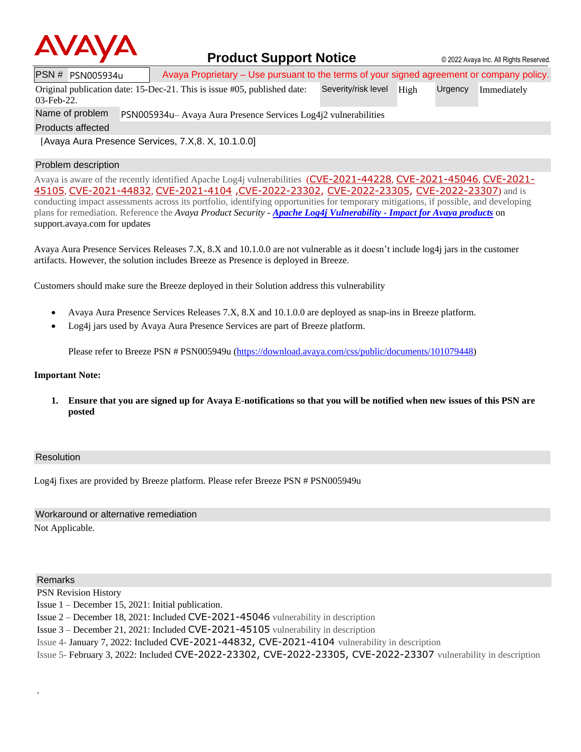# Product Support Notice

© 2022 Avaya Inc. All Rights Reserved.

| PSN # PSN005934u | Avaya Proprietary – Use pursuant to the terms of your signed agreement or company policy. | | | |
|---|---|---|---|---|
| Original publication date: 15-Dec-21. This is issue #05, published date: 03-Feb-22. | Severity/risk level | High | Urgency | Immediately |
| Name of problem | PSN005934u– Avaya Aura Presence Services Log4j2 vulnerabilities | | | |
| Products affected | | | | |
| [Avaya Aura Presence Services, 7.X,8. X, 10.1.0.0] | | | | |

## Problem description

Avaya is aware of the recently identified Apache Log4j vulnerabilities (CVE-2021-44228, CVE-2021-45046, CVE-2021-45105, CVE-2021-44832, CVE-2021-4104 ,CVE-2022-23302, CVE-2022-23305, CVE-2022-23307) and is conducting impact assessments across its portfolio, identifying opportunities for temporary mitigations, if possible, and developing plans for remediation. Reference the *Avaya Product Security* - ***Apache Log4j Vulnerability - Impact for Avaya products*** on support.avaya.com for updates

Avaya Aura Presence Services Releases 7.X, 8.X and 10.1.0.0 are not vulnerable as it doesn't include log4j jars in the customer artifacts. However, the solution includes Breeze as Presence is deployed in Breeze.

Customers should make sure the Breeze deployed in their Solution address this vulnerability

- Avaya Aura Presence Services Releases 7.X, 8.X and 10.1.0.0 are deployed as snap-ins in Breeze platform.
- Log4j jars used by Avaya Aura Presence Services are part of Breeze platform.

  Please refer to Breeze PSN # PSN005949u (https://download.avaya.com/css/public/documents/101079448)

**Important Note:**

1. **Ensure that you are signed up for Avaya E-notifications so that you will be notified when new issues of this PSN are posted**

## Resolution

Log4j fixes are provided by Breeze platform. Please refer Breeze PSN # PSN005949u

## Workaround or alternative remediation

Not Applicable.

## Remarks

PSN Revision History

Issue 1 – December 15, 2021: Initial publication.

Issue 2 – December 18, 2021: Included CVE-2021-45046 vulnerability in description

Issue 3 – December 21, 2021: Included CVE-2021-45105 vulnerability in description

Issue 4- January 7, 2022: Included CVE-2021-44832, CVE-2021-4104 vulnerability in description

Issue 5- February 3, 2022: Included CVE-2022-23302, CVE-2022-23305, CVE-2022-23307 vulnerability in description

.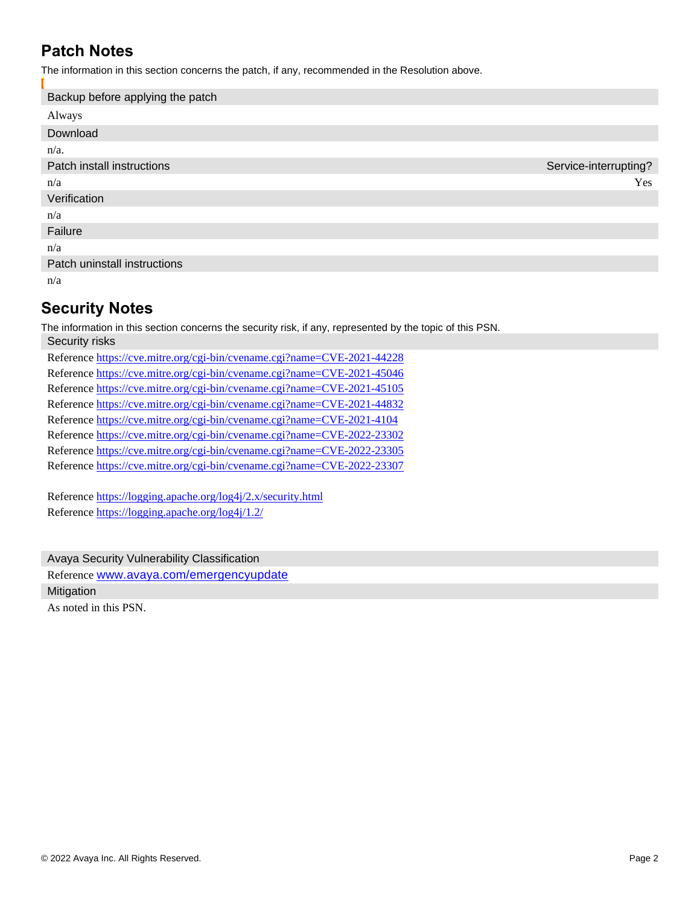## Patch Notes

The information in this section concerns the patch, if any, recommended in the Resolution above.

[

| Backup before applying the patch | |
|---|---|
| Always | |
| **Download** | |
| n/a. | |
| **Patch install instructions** | **Service-interrupting?** |
| n/a | Yes |
| **Verification** | |
| n/a | |
| **Failure** | |
| n/a | |
| **Patch uninstall instructions** | |
| n/a | |

## Security Notes

The information in this section concerns the security risk, if any, represented by the topic of this PSN.

**Security risks**

Reference https://cve.mitre.org/cgi-bin/cvename.cgi?name=CVE-2021-44228
Reference https://cve.mitre.org/cgi-bin/cvename.cgi?name=CVE-2021-45046
Reference https://cve.mitre.org/cgi-bin/cvename.cgi?name=CVE-2021-45105
Reference https://cve.mitre.org/cgi-bin/cvename.cgi?name=CVE-2021-44832
Reference https://cve.mitre.org/cgi-bin/cvename.cgi?name=CVE-2021-4104
Reference https://cve.mitre.org/cgi-bin/cvename.cgi?name=CVE-2022-23302
Reference https://cve.mitre.org/cgi-bin/cvename.cgi?name=CVE-2022-23305
Reference https://cve.mitre.org/cgi-bin/cvename.cgi?name=CVE-2022-23307

Reference https://logging.apache.org/log4j/2.x/security.html
Reference https://logging.apache.org/log4j/1.2/

**Avaya Security Vulnerability Classification**

Reference www.avaya.com/emergencyupdate

**Mitigation**

As noted in this PSN.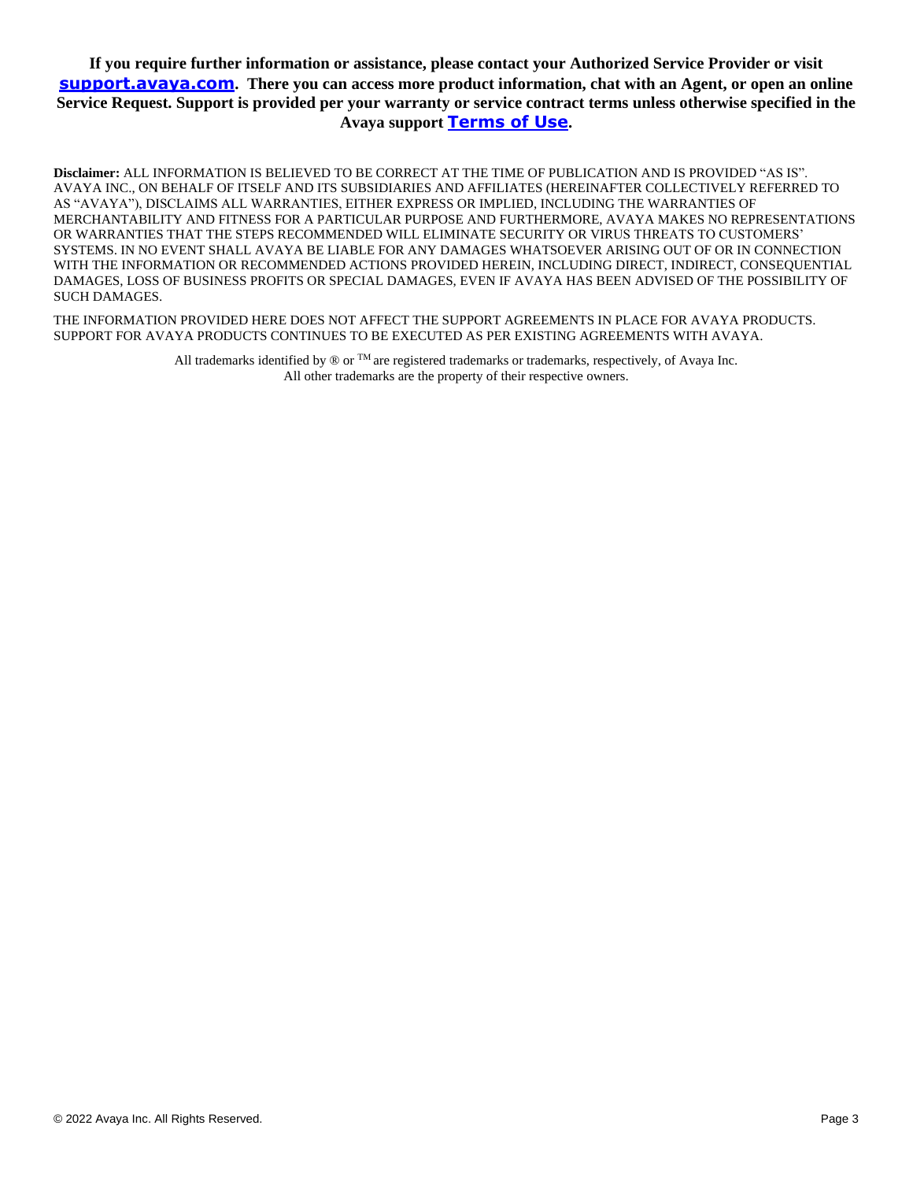**If you require further information or assistance, please contact your Authorized Service Provider or visit [support.avaya.com](support.avaya.com). There you can access more product information, chat with an Agent, or open an online Service Request. Support is provided per your warranty or service contract terms unless otherwise specified in the Avaya support [Terms of Use](Terms of Use).**

**Disclaimer:** ALL INFORMATION IS BELIEVED TO BE CORRECT AT THE TIME OF PUBLICATION AND IS PROVIDED "AS IS". AVAYA INC., ON BEHALF OF ITSELF AND ITS SUBSIDIARIES AND AFFILIATES (HEREINAFTER COLLECTIVELY REFERRED TO AS "AVAYA"), DISCLAIMS ALL WARRANTIES, EITHER EXPRESS OR IMPLIED, INCLUDING THE WARRANTIES OF MERCHANTABILITY AND FITNESS FOR A PARTICULAR PURPOSE AND FURTHERMORE, AVAYA MAKES NO REPRESENTATIONS OR WARRANTIES THAT THE STEPS RECOMMENDED WILL ELIMINATE SECURITY OR VIRUS THREATS TO CUSTOMERS' SYSTEMS. IN NO EVENT SHALL AVAYA BE LIABLE FOR ANY DAMAGES WHATSOEVER ARISING OUT OF OR IN CONNECTION WITH THE INFORMATION OR RECOMMENDED ACTIONS PROVIDED HEREIN, INCLUDING DIRECT, INDIRECT, CONSEQUENTIAL DAMAGES, LOSS OF BUSINESS PROFITS OR SPECIAL DAMAGES, EVEN IF AVAYA HAS BEEN ADVISED OF THE POSSIBILITY OF SUCH DAMAGES.

THE INFORMATION PROVIDED HERE DOES NOT AFFECT THE SUPPORT AGREEMENTS IN PLACE FOR AVAYA PRODUCTS. SUPPORT FOR AVAYA PRODUCTS CONTINUES TO BE EXECUTED AS PER EXISTING AGREEMENTS WITH AVAYA.

All trademarks identified by ® or ™ are registered trademarks or trademarks, respectively, of Avaya Inc.
All other trademarks are the property of their respective owners.

© 2022 Avaya Inc. All Rights Reserved.